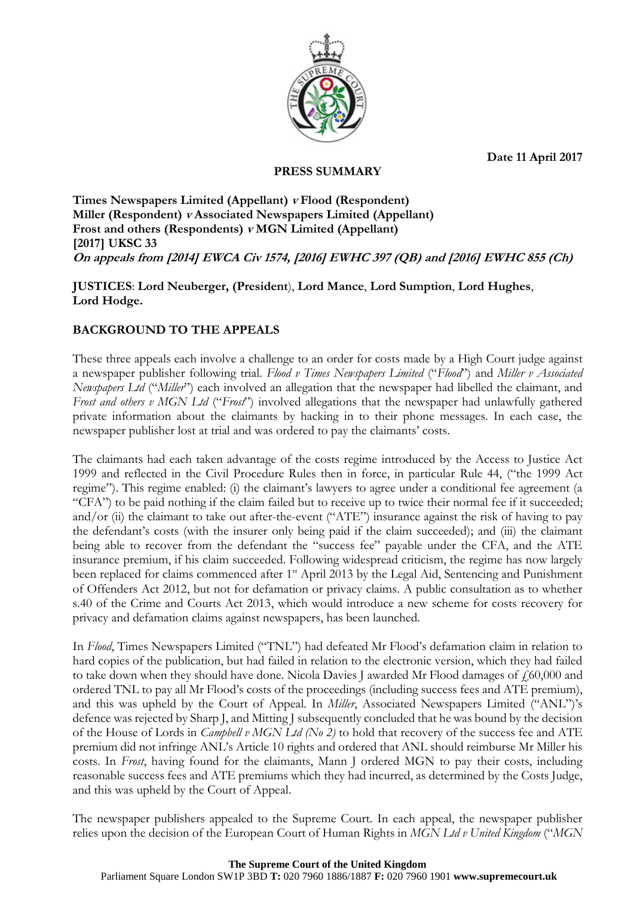**Date 11 April 2017**

**PRESS SUMMARY**

**Times Newspapers Limited (Appellant)** ***v*** **Flood (Respondent)**
**Miller (Respondent)** ***v*** **Associated Newspapers Limited (Appellant)**
**Frost and others (Respondents)** ***v*** **MGN Limited (Appellant)**
**[2017] UKSC 33**
***On appeals from [2014] EWCA Civ 1574, [2016] EWHC 397 (QB) and [2016] EWHC 855 (Ch)***

**JUSTICES**: **Lord Neuberger, (President**), **Lord Mance**, **Lord Sumption**, **Lord Hughes**, **Lord Hodge.**

## BACKGROUND TO THE APPEALS

These three appeals each involve a challenge to an order for costs made by a High Court judge against a newspaper publisher following trial. *Flood v Times Newspapers Limited* ("*Flood*") and *Miller v Associated Newspapers Ltd* ("*Miller*") each involved an allegation that the newspaper had libelled the claimant, and *Frost and others v MGN Ltd* ("*Frost*") involved allegations that the newspaper had unlawfully gathered private information about the claimants by hacking in to their phone messages. In each case, the newspaper publisher lost at trial and was ordered to pay the claimants' costs.

The claimants had each taken advantage of the costs regime introduced by the Access to Justice Act 1999 and reflected in the Civil Procedure Rules then in force, in particular Rule 44, ("the 1999 Act regime"). This regime enabled: (i) the claimant's lawyers to agree under a conditional fee agreement (a "CFA") to be paid nothing if the claim failed but to receive up to twice their normal fee if it succeeded; and/or (ii) the claimant to take out after-the-event ("ATE") insurance against the risk of having to pay the defendant's costs (with the insurer only being paid if the claim succeeded); and (iii) the claimant being able to recover from the defendant the "success fee" payable under the CFA, and the ATE insurance premium, if his claim succeeded. Following widespread criticism, the regime has now largely been replaced for claims commenced after 1st April 2013 by the Legal Aid, Sentencing and Punishment of Offenders Act 2012, but not for defamation or privacy claims. A public consultation as to whether s.40 of the Crime and Courts Act 2013, which would introduce a new scheme for costs recovery for privacy and defamation claims against newspapers, has been launched.

In *Flood*, Times Newspapers Limited ("TNL") had defeated Mr Flood's defamation claim in relation to hard copies of the publication, but had failed in relation to the electronic version, which they had failed to take down when they should have done. Nicola Davies J awarded Mr Flood damages of £60,000 and ordered TNL to pay all Mr Flood's costs of the proceedings (including success fees and ATE premium), and this was upheld by the Court of Appeal. In *Miller*, Associated Newspapers Limited ("ANL")'s defence was rejected by Sharp J, and Mitting J subsequently concluded that he was bound by the decision of the House of Lords in *Campbell v MGN Ltd (No 2)* to hold that recovery of the success fee and ATE premium did not infringe ANL's Article 10 rights and ordered that ANL should reimburse Mr Miller his costs. In *Frost*, having found for the claimants, Mann J ordered MGN to pay their costs, including reasonable success fees and ATE premiums which they had incurred, as determined by the Costs Judge, and this was upheld by the Court of Appeal.

The newspaper publishers appealed to the Supreme Court. In each appeal, the newspaper publisher relies upon the decision of the European Court of Human Rights in *MGN Ltd v United Kingdom* ("*MGN*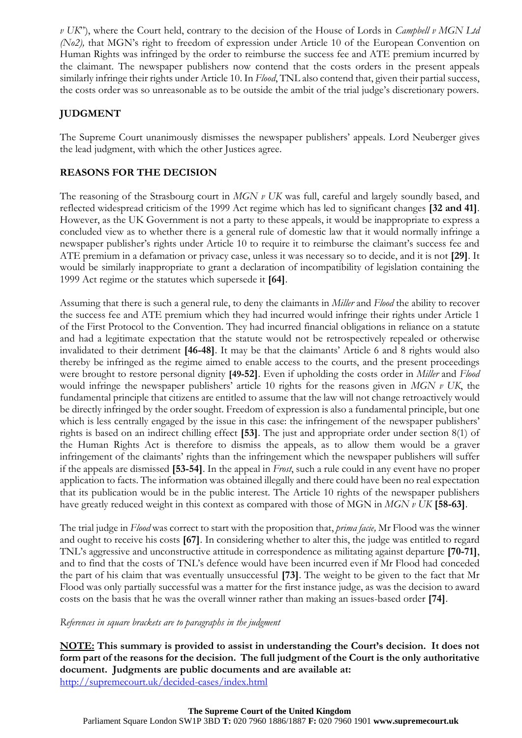*v UK*"), where the Court held, contrary to the decision of the House of Lords in *Campbell v MGN Ltd (No2),* that MGN's right to freedom of expression under Article 10 of the European Convention on Human Rights was infringed by the order to reimburse the success fee and ATE premium incurred by the claimant. The newspaper publishers now contend that the costs orders in the present appeals similarly infringe their rights under Article 10. In *Flood*, TNL also contend that, given their partial success, the costs order was so unreasonable as to be outside the ambit of the trial judge's discretionary powers.

## JUDGMENT

The Supreme Court unanimously dismisses the newspaper publishers' appeals. Lord Neuberger gives the lead judgment, with which the other Justices agree.

## REASONS FOR THE DECISION

The reasoning of the Strasbourg court in *MGN v UK* was full, careful and largely soundly based, and reflected widespread criticism of the 1999 Act regime which has led to significant changes **[32 and 41]**. However, as the UK Government is not a party to these appeals, it would be inappropriate to express a concluded view as to whether there is a general rule of domestic law that it would normally infringe a newspaper publisher's rights under Article 10 to require it to reimburse the claimant's success fee and ATE premium in a defamation or privacy case, unless it was necessary so to decide, and it is not **[29]**. It would be similarly inappropriate to grant a declaration of incompatibility of legislation containing the 1999 Act regime or the statutes which supersede it **[64]**.

Assuming that there is such a general rule, to deny the claimants in *Miller* and *Flood* the ability to recover the success fee and ATE premium which they had incurred would infringe their rights under Article 1 of the First Protocol to the Convention. They had incurred financial obligations in reliance on a statute and had a legitimate expectation that the statute would not be retrospectively repealed or otherwise invalidated to their detriment **[46-48]**. It may be that the claimants' Article 6 and 8 rights would also thereby be infringed as the regime aimed to enable access to the courts, and the present proceedings were brought to restore personal dignity **[49-52]**. Even if upholding the costs order in *Miller* and *Flood* would infringe the newspaper publishers' article 10 rights for the reasons given in *MGN v UK*, the fundamental principle that citizens are entitled to assume that the law will not change retroactively would be directly infringed by the order sought. Freedom of expression is also a fundamental principle, but one which is less centrally engaged by the issue in this case: the infringement of the newspaper publishers' rights is based on an indirect chilling effect **[53]**. The just and appropriate order under section 8(1) of the Human Rights Act is therefore to dismiss the appeals, as to allow them would be a graver infringement of the claimants' rights than the infringement which the newspaper publishers will suffer if the appeals are dismissed **[53-54]**. In the appeal in *Frost*, such a rule could in any event have no proper application to facts. The information was obtained illegally and there could have been no real expectation that its publication would be in the public interest. The Article 10 rights of the newspaper publishers have greatly reduced weight in this context as compared with those of MGN in *MGN v UK* **[58-63]**.

The trial judge in *Flood* was correct to start with the proposition that, *prima facie,* Mr Flood was the winner and ought to receive his costs **[67]**. In considering whether to alter this, the judge was entitled to regard TNL's aggressive and unconstructive attitude in correspondence as militating against departure **[70-71]**, and to find that the costs of TNL's defence would have been incurred even if Mr Flood had conceded the part of his claim that was eventually unsuccessful **[73]**. The weight to be given to the fact that Mr Flood was only partially successful was a matter for the first instance judge, as was the decision to award costs on the basis that he was the overall winner rather than making an issues-based order **[74]**.

*References in square brackets are to paragraphs in the judgment*

**NOTE: This summary is provided to assist in understanding the Court's decision. It does not form part of the reasons for the decision. The full judgment of the Court is the only authoritative document. Judgments are public documents and are available at:**
http://supremecourt.uk/decided-cases/index.html